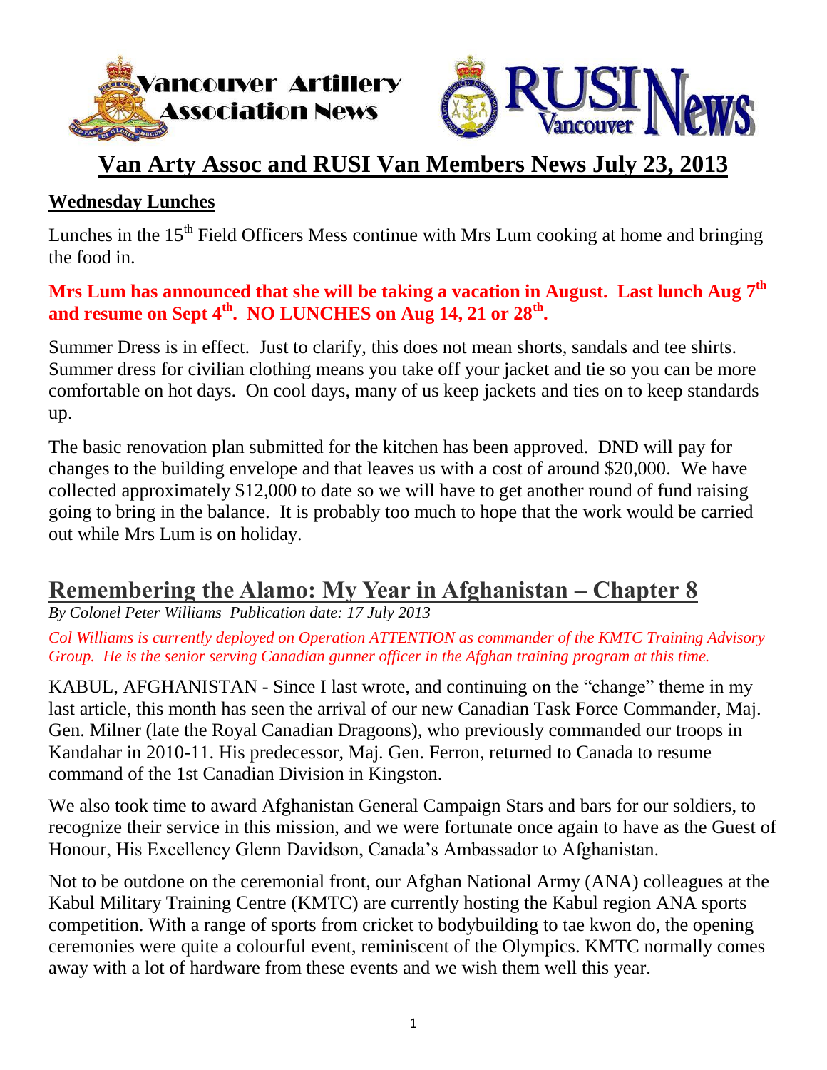Vancouver Artillery Association News

RUSI Vancouver News

# Van Arty Assoc and RUSI Van Members News July 23, 2013

## Wednesday Lunches

Lunches in the 15th Field Officers Mess continue with Mrs Lum cooking at home and bringing the food in.

**Mrs Lum has announced that she will be taking a vacation in August. Last lunch Aug 7th and resume on Sept 4th. NO LUNCHES on Aug 14, 21 or 28th.**

Summer Dress is in effect. Just to clarify, this does not mean shorts, sandals and tee shirts. Summer dress for civilian clothing means you take off your jacket and tie so you can be more comfortable on hot days. On cool days, many of us keep jackets and ties on to keep standards up.

The basic renovation plan submitted for the kitchen has been approved. DND will pay for changes to the building envelope and that leaves us with a cost of around $20,000. We have collected approximately $12,000 to date so we will have to get another round of fund raising going to bring in the balance. It is probably too much to hope that the work would be carried out while Mrs Lum is on holiday.

## Remembering the Alamo: My Year in Afghanistan – Chapter 8

*By Colonel Peter Williams Publication date: 17 July 2013*

*Col Williams is currently deployed on Operation ATTENTION as commander of the KMTC Training Advisory Group. He is the senior serving Canadian gunner officer in the Afghan training program at this time.*

KABUL, AFGHANISTAN - Since I last wrote, and continuing on the "change" theme in my last article, this month has seen the arrival of our new Canadian Task Force Commander, Maj. Gen. Milner (late the Royal Canadian Dragoons), who previously commanded our troops in Kandahar in 2010-11. His predecessor, Maj. Gen. Ferron, returned to Canada to resume command of the 1st Canadian Division in Kingston.

We also took time to award Afghanistan General Campaign Stars and bars for our soldiers, to recognize their service in this mission, and we were fortunate once again to have as the Guest of Honour, His Excellency Glenn Davidson, Canada's Ambassador to Afghanistan.

Not to be outdone on the ceremonial front, our Afghan National Army (ANA) colleagues at the Kabul Military Training Centre (KMTC) are currently hosting the Kabul region ANA sports competition. With a range of sports from cricket to bodybuilding to tae kwon do, the opening ceremonies were quite a colourful event, reminiscent of the Olympics. KMTC normally comes away with a lot of hardware from these events and we wish them well this year.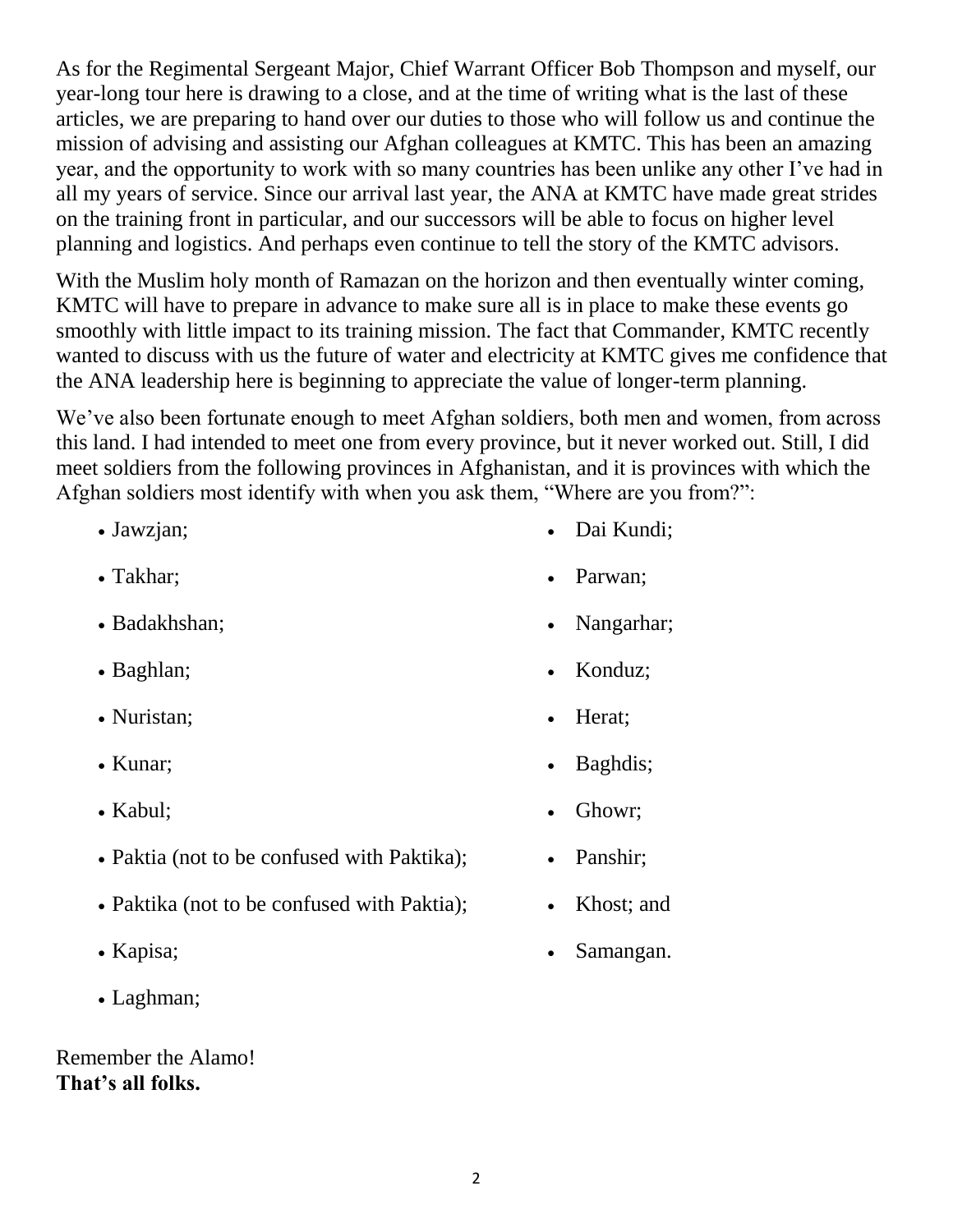As for the Regimental Sergeant Major, Chief Warrant Officer Bob Thompson and myself, our year-long tour here is drawing to a close, and at the time of writing what is the last of these articles, we are preparing to hand over our duties to those who will follow us and continue the mission of advising and assisting our Afghan colleagues at KMTC. This has been an amazing year, and the opportunity to work with so many countries has been unlike any other I've had in all my years of service. Since our arrival last year, the ANA at KMTC have made great strides on the training front in particular, and our successors will be able to focus on higher level planning and logistics. And perhaps even continue to tell the story of the KMTC advisors.

With the Muslim holy month of Ramazan on the horizon and then eventually winter coming, KMTC will have to prepare in advance to make sure all is in place to make these events go smoothly with little impact to its training mission. The fact that Commander, KMTC recently wanted to discuss with us the future of water and electricity at KMTC gives me confidence that the ANA leadership here is beginning to appreciate the value of longer-term planning.

We've also been fortunate enough to meet Afghan soldiers, both men and women, from across this land. I had intended to meet one from every province, but it never worked out. Still, I did meet soldiers from the following provinces in Afghanistan, and it is provinces with which the Afghan soldiers most identify with when you ask them, "Where are you from?":

- Jawzjan;
- Takhar;
- Badakhshan;
- Baghlan;
- Nuristan;
- Kunar;
- Kabul;
- Paktia (not to be confused with Paktika);
- Paktika (not to be confused with Paktia);
- Kapisa;
- Laghman;
- Dai Kundi;
- Parwan;
- Nangarhar;
- Konduz;
- Herat;
- Baghdis;
- Ghowr;
- Panshir;
- Khost; and
- Samangan.

Remember the Alamo!
**That's all folks.**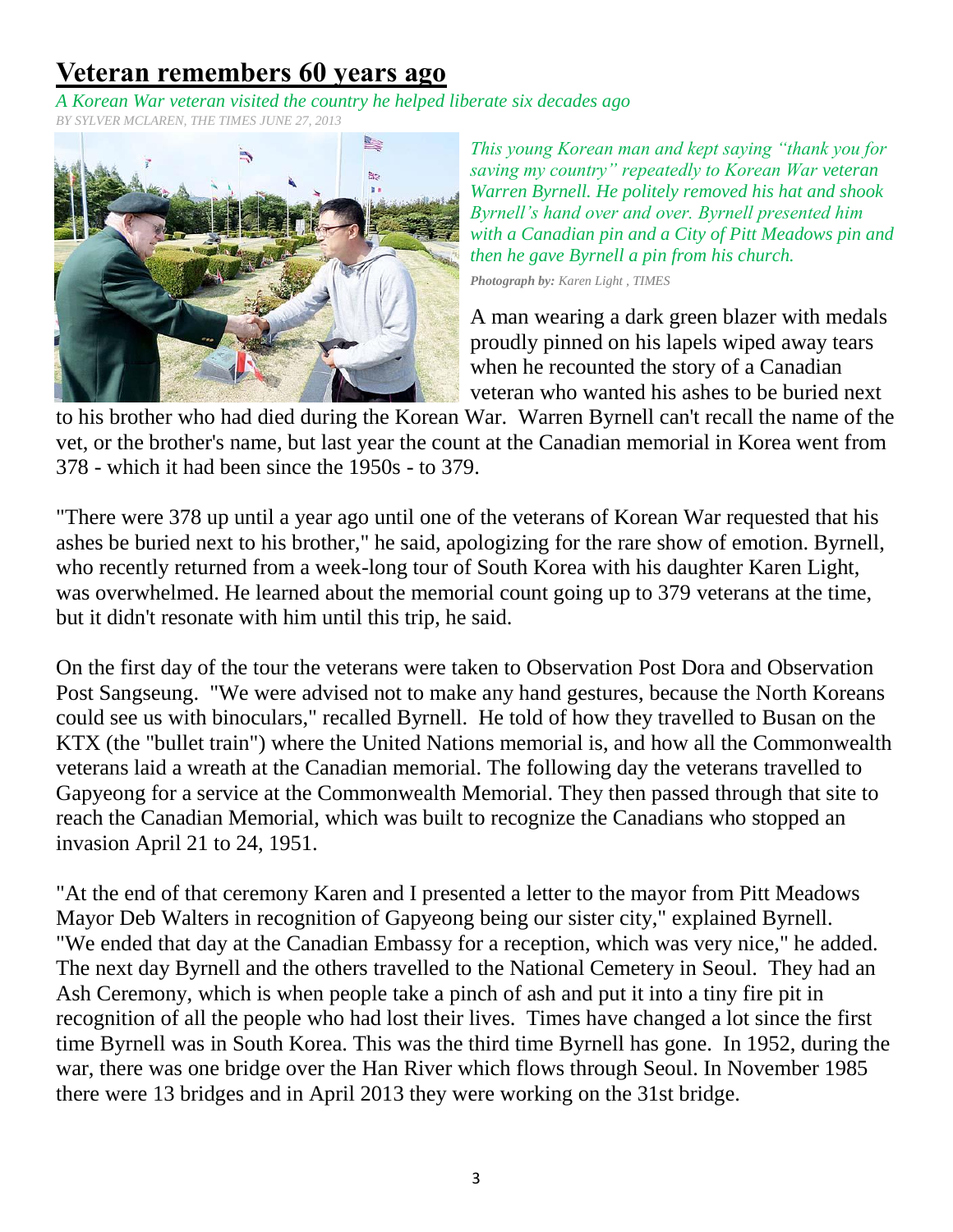# Veteran remembers 60 years ago

*A Korean War veteran visited the country he helped liberate six decades ago*

*BY SYLVER MCLAREN, THE TIMES JUNE 27, 2013*

*This young Korean man and kept saying "thank you for saving my country" repeatedly to Korean War veteran Warren Byrnell. He politely removed his hat and shook Byrnell's hand over and over. Byrnell presented him with a Canadian pin and a City of Pitt Meadows pin and then he gave Byrnell a pin from his church.*

***Photograph by:*** *Karen Light , TIMES*

A man wearing a dark green blazer with medals proudly pinned on his lapels wiped away tears when he recounted the story of a Canadian veteran who wanted his ashes to be buried next to his brother who had died during the Korean War. Warren Byrnell can't recall the name of the vet, or the brother's name, but last year the count at the Canadian memorial in Korea went from 378 - which it had been since the 1950s - to 379.

"There were 378 up until a year ago until one of the veterans of Korean War requested that his ashes be buried next to his brother," he said, apologizing for the rare show of emotion. Byrnell, who recently returned from a week-long tour of South Korea with his daughter Karen Light, was overwhelmed. He learned about the memorial count going up to 379 veterans at the time, but it didn't resonate with him until this trip, he said.

On the first day of the tour the veterans were taken to Observation Post Dora and Observation Post Sangseung. "We were advised not to make any hand gestures, because the North Koreans could see us with binoculars," recalled Byrnell. He told of how they travelled to Busan on the KTX (the "bullet train") where the United Nations memorial is, and how all the Commonwealth veterans laid a wreath at the Canadian memorial. The following day the veterans travelled to Gapyeong for a service at the Commonwealth Memorial. They then passed through that site to reach the Canadian Memorial, which was built to recognize the Canadians who stopped an invasion April 21 to 24, 1951.

"At the end of that ceremony Karen and I presented a letter to the mayor from Pitt Meadows Mayor Deb Walters in recognition of Gapyeong being our sister city," explained Byrnell. "We ended that day at the Canadian Embassy for a reception, which was very nice," he added. The next day Byrnell and the others travelled to the National Cemetery in Seoul. They had an Ash Ceremony, which is when people take a pinch of ash and put it into a tiny fire pit in recognition of all the people who had lost their lives. Times have changed a lot since the first time Byrnell was in South Korea. This was the third time Byrnell has gone. In 1952, during the war, there was one bridge over the Han River which flows through Seoul. In November 1985 there were 13 bridges and in April 2013 they were working on the 31st bridge.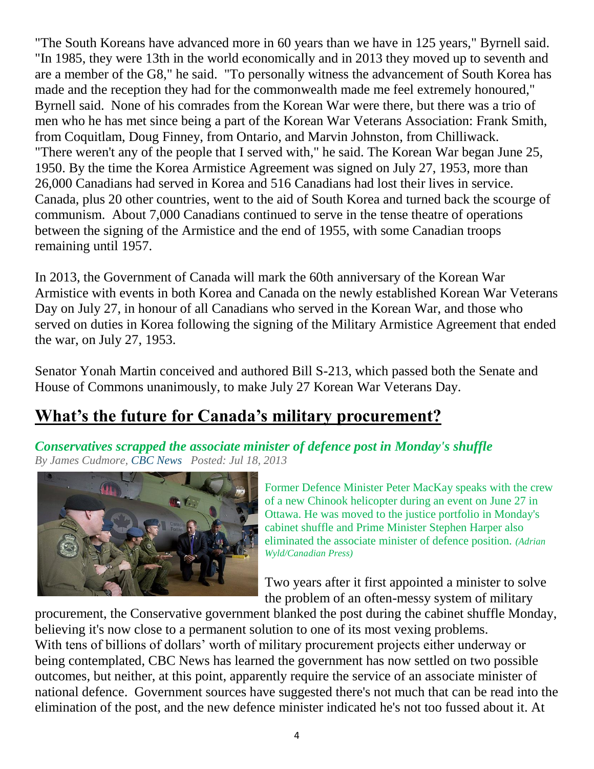"The South Koreans have advanced more in 60 years than we have in 125 years," Byrnell said. "In 1985, they were 13th in the world economically and in 2013 they moved up to seventh and are a member of the G8," he said. "To personally witness the advancement of South Korea has made and the reception they had for the commonwealth made me feel extremely honoured," Byrnell said. None of his comrades from the Korean War were there, but there was a trio of men who he has met since being a part of the Korean War Veterans Association: Frank Smith, from Coquitlam, Doug Finney, from Ontario, and Marvin Johnston, from Chilliwack. "There weren't any of the people that I served with," he said. The Korean War began June 25, 1950. By the time the Korea Armistice Agreement was signed on July 27, 1953, more than 26,000 Canadians had served in Korea and 516 Canadians had lost their lives in service. Canada, plus 20 other countries, went to the aid of South Korea and turned back the scourge of communism. About 7,000 Canadians continued to serve in the tense theatre of operations between the signing of the Armistice and the end of 1955, with some Canadian troops remaining until 1957.

In 2013, the Government of Canada will mark the 60th anniversary of the Korean War Armistice with events in both Korea and Canada on the newly established Korean War Veterans Day on July 27, in honour of all Canadians who served in the Korean War, and those who served on duties in Korea following the signing of the Military Armistice Agreement that ended the war, on July 27, 1953.

Senator Yonah Martin conceived and authored Bill S-213, which passed both the Senate and House of Commons unanimously, to make July 27 Korean War Veterans Day.

## What's the future for Canada's military procurement?

***Conservatives scrapped the associate minister of defence post in Monday's shuffle***
*By James Cudmore, CBC News Posted: Jul 18, 2013*

Former Defence Minister Peter MacKay speaks with the crew of a new Chinook helicopter during an event on June 27 in Ottawa. He was moved to the justice portfolio in Monday's cabinet shuffle and Prime Minister Stephen Harper also eliminated the associate minister of defence position. *(Adrian Wyld/Canadian Press)*

Two years after it first appointed a minister to solve the problem of an often-messy system of military procurement, the Conservative government blanked the post during the cabinet shuffle Monday, believing it's now close to a permanent solution to one of its most vexing problems. With tens of billions of dollars' worth of military procurement projects either underway or being contemplated, CBC News has learned the government has now settled on two possible outcomes, but neither, at this point, apparently require the service of an associate minister of national defence. Government sources have suggested there's not much that can be read into the elimination of the post, and the new defence minister indicated he's not too fussed about it. At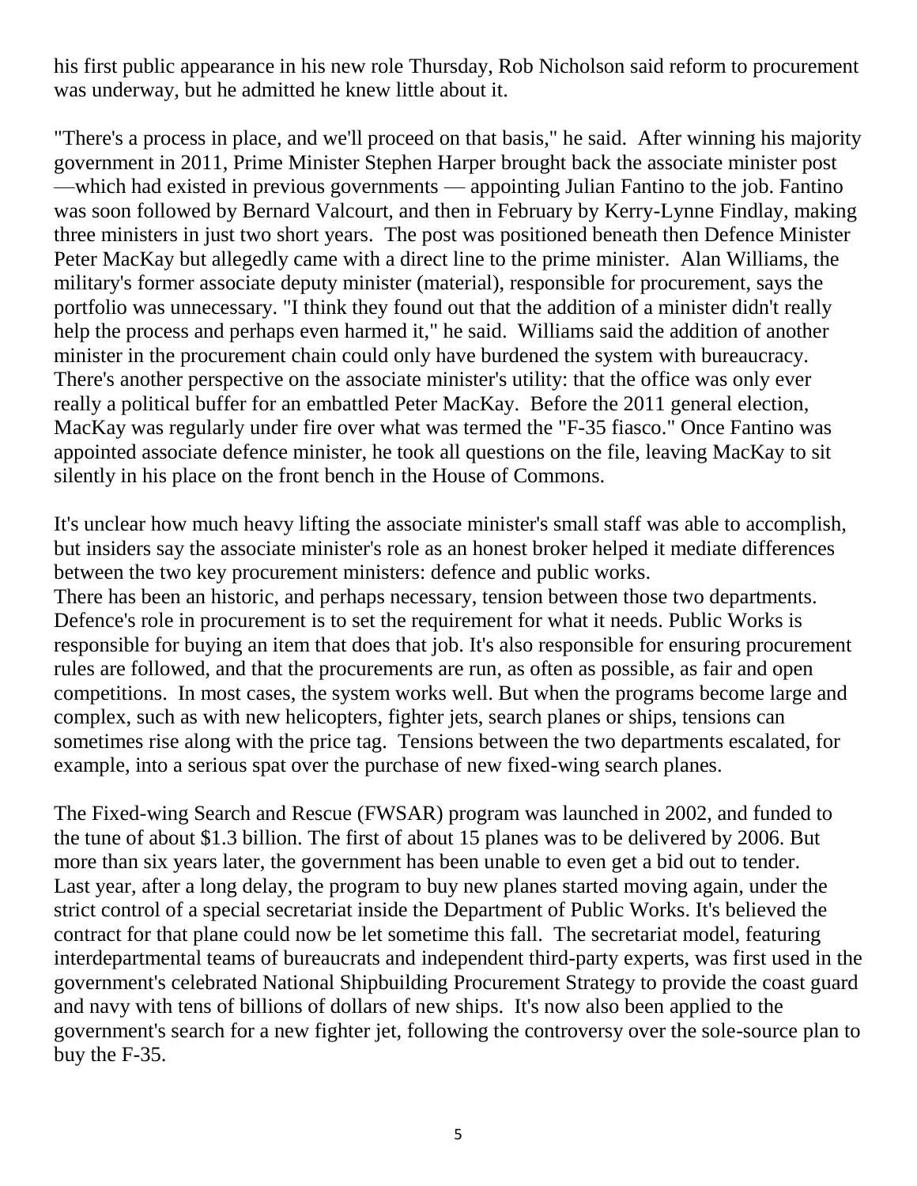his first public appearance in his new role Thursday, Rob Nicholson said reform to procurement was underway, but he admitted he knew little about it.

"There's a process in place, and we'll proceed on that basis," he said. After winning his majority government in 2011, Prime Minister Stephen Harper brought back the associate minister post —which had existed in previous governments — appointing Julian Fantino to the job. Fantino was soon followed by Bernard Valcourt, and then in February by Kerry-Lynne Findlay, making three ministers in just two short years. The post was positioned beneath then Defence Minister Peter MacKay but allegedly came with a direct line to the prime minister. Alan Williams, the military's former associate deputy minister (material), responsible for procurement, says the portfolio was unnecessary. "I think they found out that the addition of a minister didn't really help the process and perhaps even harmed it," he said. Williams said the addition of another minister in the procurement chain could only have burdened the system with bureaucracy. There's another perspective on the associate minister's utility: that the office was only ever really a political buffer for an embattled Peter MacKay. Before the 2011 general election, MacKay was regularly under fire over what was termed the "F-35 fiasco." Once Fantino was appointed associate defence minister, he took all questions on the file, leaving MacKay to sit silently in his place on the front bench in the House of Commons.

It's unclear how much heavy lifting the associate minister's small staff was able to accomplish, but insiders say the associate minister's role as an honest broker helped it mediate differences between the two key procurement ministers: defence and public works.
There has been an historic, and perhaps necessary, tension between those two departments. Defence's role in procurement is to set the requirement for what it needs. Public Works is responsible for buying an item that does that job. It's also responsible for ensuring procurement rules are followed, and that the procurements are run, as often as possible, as fair and open competitions. In most cases, the system works well. But when the programs become large and complex, such as with new helicopters, fighter jets, search planes or ships, tensions can sometimes rise along with the price tag. Tensions between the two departments escalated, for example, into a serious spat over the purchase of new fixed-wing search planes.

The Fixed-wing Search and Rescue (FWSAR) program was launched in 2002, and funded to the tune of about $1.3 billion. The first of about 15 planes was to be delivered by 2006. But more than six years later, the government has been unable to even get a bid out to tender. Last year, after a long delay, the program to buy new planes started moving again, under the strict control of a special secretariat inside the Department of Public Works. It's believed the contract for that plane could now be let sometime this fall. The secretariat model, featuring interdepartmental teams of bureaucrats and independent third-party experts, was first used in the government's celebrated National Shipbuilding Procurement Strategy to provide the coast guard and navy with tens of billions of dollars of new ships. It's now also been applied to the government's search for a new fighter jet, following the controversy over the sole-source plan to buy the F-35.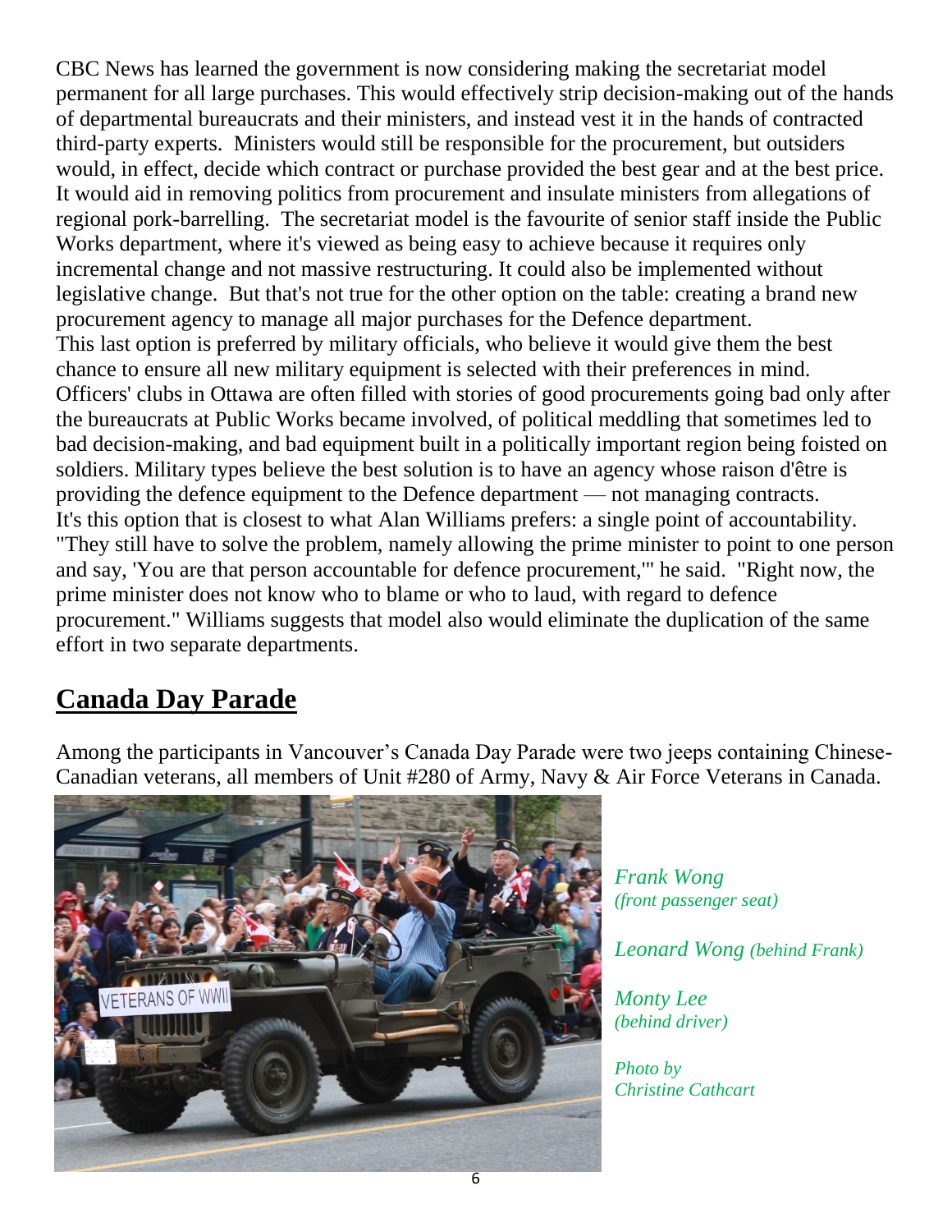CBC News has learned the government is now considering making the secretariat model permanent for all large purchases. This would effectively strip decision-making out of the hands of departmental bureaucrats and their ministers, and instead vest it in the hands of contracted third-party experts. Ministers would still be responsible for the procurement, but outsiders would, in effect, decide which contract or purchase provided the best gear and at the best price. It would aid in removing politics from procurement and insulate ministers from allegations of regional pork-barrelling. The secretariat model is the favourite of senior staff inside the Public Works department, where it's viewed as being easy to achieve because it requires only incremental change and not massive restructuring. It could also be implemented without legislative change. But that's not true for the other option on the table: creating a brand new procurement agency to manage all major purchases for the Defence department.
This last option is preferred by military officials, who believe it would give them the best chance to ensure all new military equipment is selected with their preferences in mind. Officers' clubs in Ottawa are often filled with stories of good procurements going bad only after the bureaucrats at Public Works became involved, of political meddling that sometimes led to bad decision-making, and bad equipment built in a politically important region being foisted on soldiers. Military types believe the best solution is to have an agency whose raison d'être is providing the defence equipment to the Defence department — not managing contracts.
It's this option that is closest to what Alan Williams prefers: a single point of accountability. "They still have to solve the problem, namely allowing the prime minister to point to one person and say, 'You are that person accountable for defence procurement,'" he said. "Right now, the prime minister does not know who to blame or who to laud, with regard to defence procurement." Williams suggests that model also would eliminate the duplication of the same effort in two separate departments.

## Canada Day Parade

Among the participants in Vancouver's Canada Day Parade were two jeeps containing Chinese-Canadian veterans, all members of Unit #280 of Army, Navy & Air Force Veterans in Canada.

*Frank Wong (front passenger seat)*

*Leonard Wong (behind Frank)*

*Monty Lee (behind driver)*

*Photo by Christine Cathcart*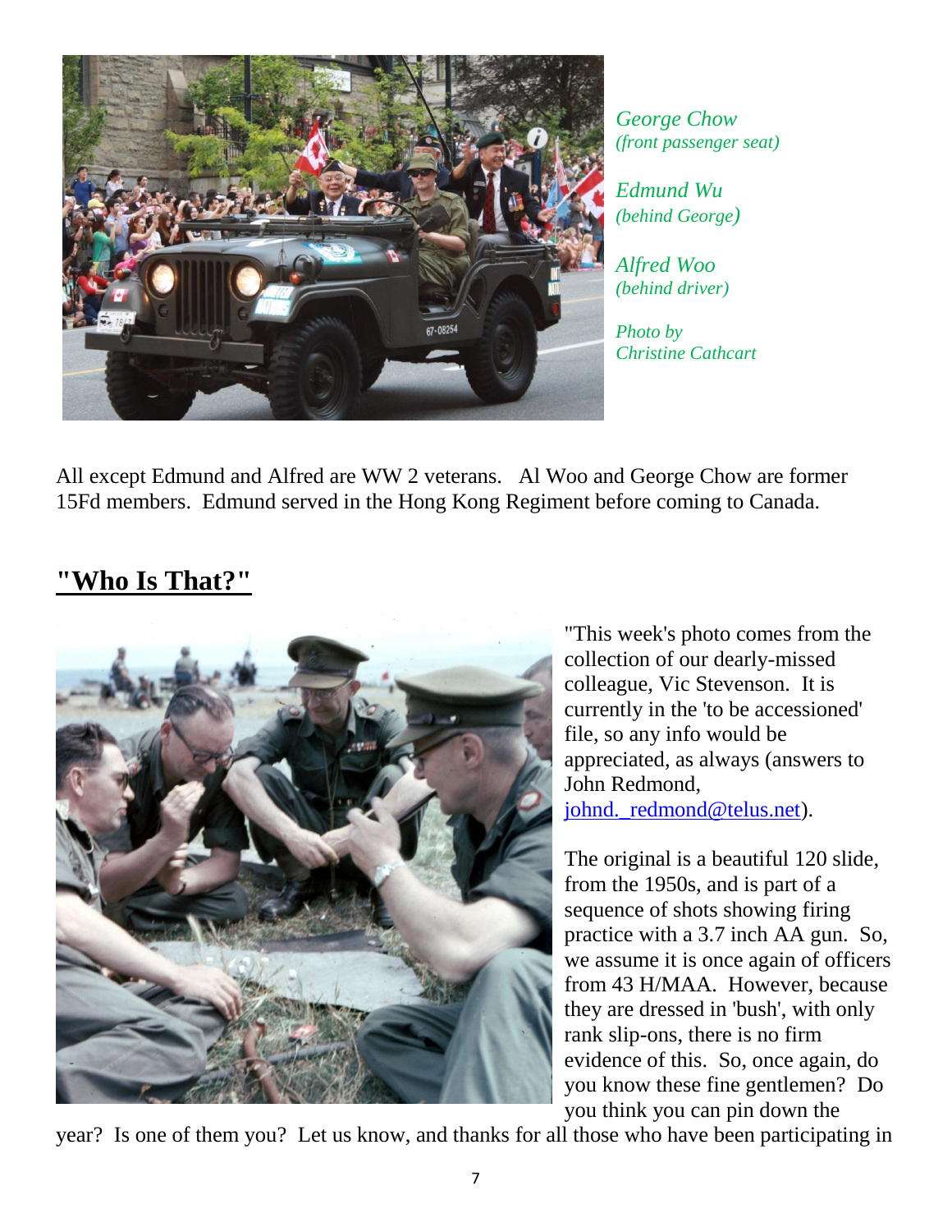*George Chow*
*(front passenger seat)*

*Edmund Wu*
*(behind George)*

*Alfred Woo*
*(behind driver)*

*Photo by*
*Christine Cathcart*

All except Edmund and Alfred are WW 2 veterans. Al Woo and George Chow are former 15Fd members. Edmund served in the Hong Kong Regiment before coming to Canada.

## **"Who Is That?"**

"This week's photo comes from the collection of our dearly-missed colleague, Vic Stevenson. It is currently in the 'to be accessioned' file, so any info would be appreciated, as always (answers to John Redmond, johnd._redmond@telus.net).

The original is a beautiful 120 slide, from the 1950s, and is part of a sequence of shots showing firing practice with a 3.7 inch AA gun. So, we assume it is once again of officers from 43 H/MAA. However, because they are dressed in 'bush', with only rank slip-ons, there is no firm evidence of this. So, once again, do you know these fine gentlemen? Do you think you can pin down the year? Is one of them you? Let us know, and thanks for all those who have been participating in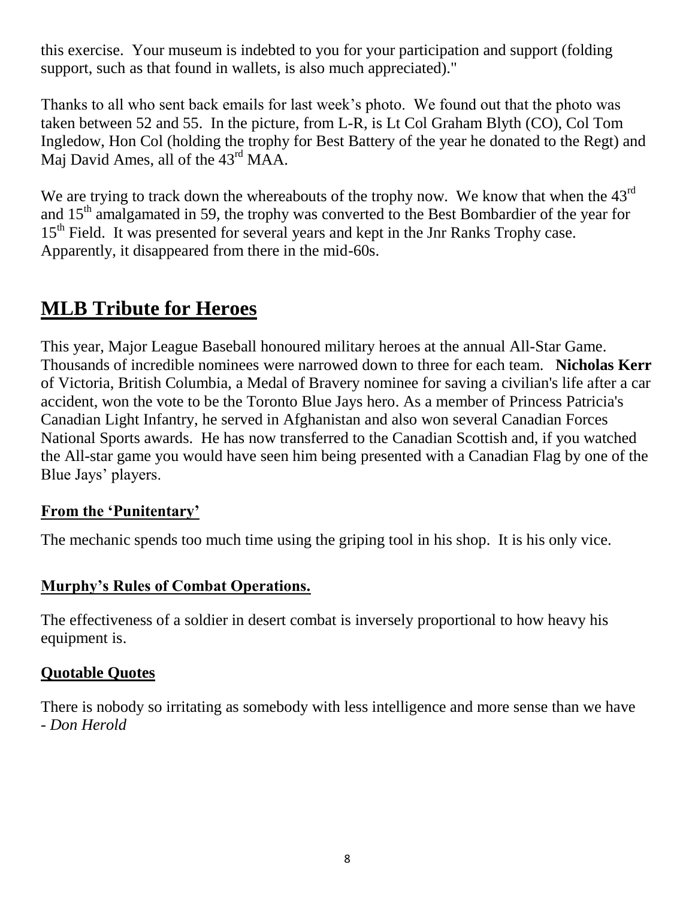this exercise. Your museum is indebted to you for your participation and support (folding support, such as that found in wallets, is also much appreciated)."

Thanks to all who sent back emails for last week's photo. We found out that the photo was taken between 52 and 55. In the picture, from L-R, is Lt Col Graham Blyth (CO), Col Tom Ingledow, Hon Col (holding the trophy for Best Battery of the year he donated to the Regt) and Maj David Ames, all of the 43rd MAA.

We are trying to track down the whereabouts of the trophy now. We know that when the 43rd and 15th amalgamated in 59, the trophy was converted to the Best Bombardier of the year for 15th Field. It was presented for several years and kept in the Jnr Ranks Trophy case. Apparently, it disappeared from there in the mid-60s.

## MLB Tribute for Heroes

This year, Major League Baseball honoured military heroes at the annual All-Star Game. Thousands of incredible nominees were narrowed down to three for each team. **Nicholas Kerr** of Victoria, British Columbia, a Medal of Bravery nominee for saving a civilian's life after a car accident, won the vote to be the Toronto Blue Jays hero. As a member of Princess Patricia's Canadian Light Infantry, he served in Afghanistan and also won several Canadian Forces National Sports awards. He has now transferred to the Canadian Scottish and, if you watched the All-star game you would have seen him being presented with a Canadian Flag by one of the Blue Jays' players.

### From the 'Punitentary'

The mechanic spends too much time using the griping tool in his shop. It is his only vice.

### Murphy's Rules of Combat Operations.

The effectiveness of a soldier in desert combat is inversely proportional to how heavy his equipment is.

### Quotable Quotes

There is nobody so irritating as somebody with less intelligence and more sense than we have
- *Don Herold*